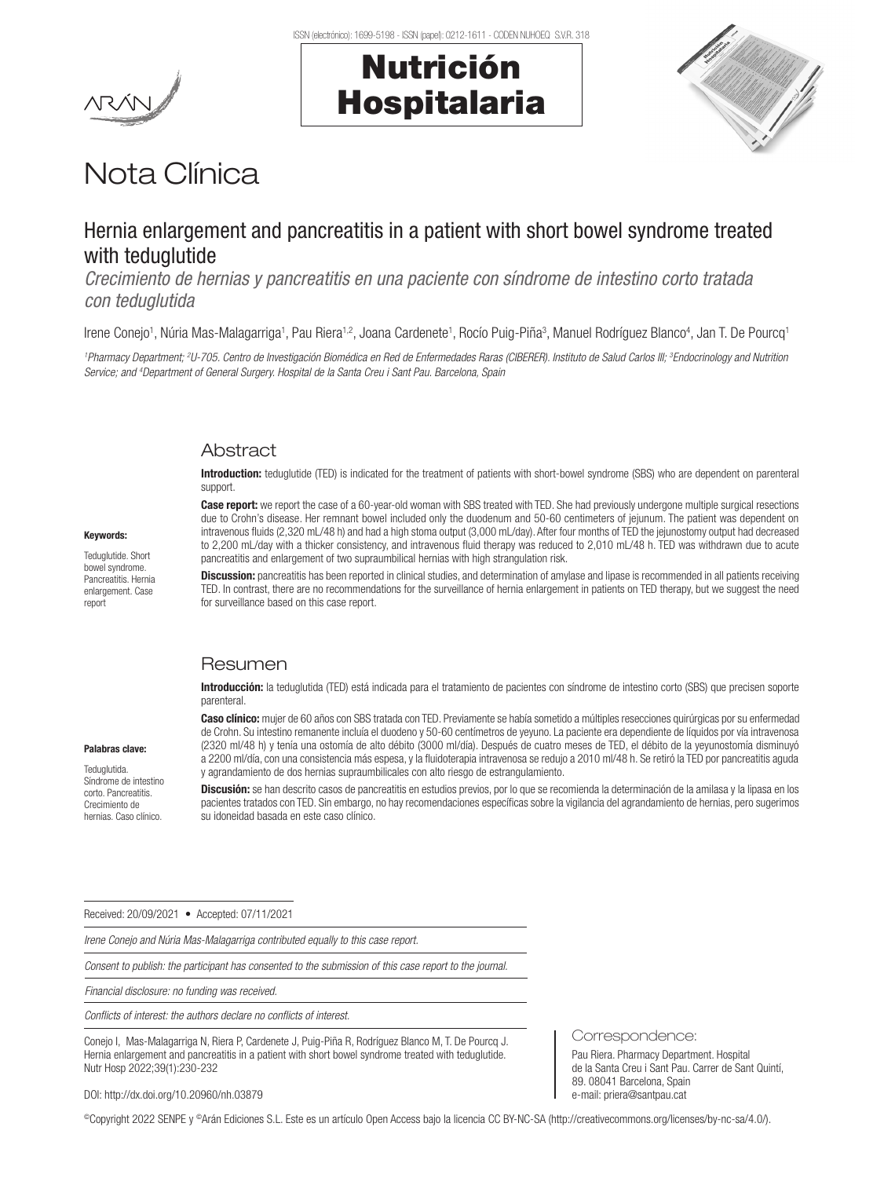# Nota Clínica

## Hernia enlargement and pancreatitis in a patient with short bowel syndrome treated with teduglutide

*Crecimiento de hernias y pancreatitis en una paciente con síndrome de intestino corto tratada con teduglutida*

Irene Conejo[1], Núria Mas-Malagarriga[1], Pau Riera[1,2], Joana Cardenete[1], Rocío Puig-Piña[3], Manuel Rodríguez Blanco[4], Jan T. De Pourcq[1]

*[1]Pharmacy Department; [2]U-705. Centro de Investigación Biomédica en Red de Enfermedades Raras (CIBERER). Instituto de Salud Carlos III; [3]Endocrinology and Nutrition Service; and [4]Department of General Surgery. Hospital de la Santa Creu i Sant Pau. Barcelona, Spain*

### Abstract

**Introduction:** teduglutide (TED) is indicated for the treatment of patients with short-bowel syndrome (SBS) who are dependent on parenteral support.

**Case report:** we report the case of a 60-year-old woman with SBS treated with TED. She had previously undergone multiple surgical resections due to Crohn's disease. Her remnant bowel included only the duodenum and 50-60 centimeters of jejunum. The patient was dependent on intravenous fluids (2,320 mL/48 h) and had a high stoma output (3,000 mL/day). After four months of TED the jejunostomy output had decreased to 2,200 mL/day with a thicker consistency, and intravenous fluid therapy was reduced to 2,010 mL/48 h. TED was withdrawn due to acute pancreatitis and enlargement of two supraumbilical hernias with high strangulation risk.

**Discussion:** pancreatitis has been reported in clinical studies, and determination of amylase and lipase is recommended in all patients receiving TED. In contrast, there are no recommendations for the surveillance of hernia enlargement in patients on TED therapy, but we suggest the need for surveillance based on this case report.

**Keywords:**

Teduglutide. Short bowel syndrome. Pancreatitis. Hernia enlargement. Case report

### Resumen

**Introducción:** la teduglutida (TED) está indicada para el tratamiento de pacientes con síndrome de intestino corto (SBS) que precisen soporte parenteral.

**Caso clínico:** mujer de 60 años con SBS tratada con TED. Previamente se había sometido a múltiples resecciones quirúrgicas por su enfermedad de Crohn. Su intestino remanente incluía el duodeno y 50-60 centímetros de yeyuno. La paciente era dependiente de líquidos por vía intravenosa (2320 ml/48 h) y tenía una ostomía de alto débito (3000 ml/día). Después de cuatro meses de TED, el débito de la yeyunostomía disminuyó a 2200 ml/día, con una consistencia más espesa, y la fluidoterapia intravenosa se redujo a 2010 ml/48 h. Se retiró la TED por pancreatitis aguda y agrandamiento de dos hernias supraumbilicales con alto riesgo de estrangulamiento.

**Discusión:** se han descrito casos de pancreatitis en estudios previos, por lo que se recomienda la determinación de la amilasa y la lipasa en los pacientes tratados con TED. Sin embargo, no hay recomendaciones específicas sobre la vigilancia del agrandamiento de hernias, pero sugerimos su idoneidad basada en este caso clínico.

**Palabras clave:**

Teduglutida. Síndrome de intestino corto. Pancreatitis. Crecimiento de hernias. Caso clínico.

---

Received: 20/09/2021 • Accepted: 07/11/2021

*Irene Conejo and Núria Mas-Malagarriga contributed equally to this case report.*

*Consent to publish: the participant has consented to the submission of this case report to the journal.*

*Financial disclosure: no funding was received.*

*Conflicts of interest: the authors declare no conflicts of interest.*

Conejo I, Mas-Malagarriga N, Riera P, Cardenete J, Puig-Piña R, Rodríguez Blanco M, T. De Pourcq J. Hernia enlargement and pancreatitis in a patient with short bowel syndrome treated with teduglutide. Nutr Hosp 2022;39(1):230-232

DOI: http://dx.doi.org/10.20960/nh.03879

**Correspondence:**

Pau Riera. Pharmacy Department. Hospital de la Santa Creu i Sant Pau. Carrer de Sant Quintí, 89. 08041 Barcelona, Spain
e-mail: priera@santpau.cat

©Copyright 2022 SENPE y ©Arán Ediciones S.L. Este es un artículo Open Access bajo la licencia CC BY-NC-SA (http://creativecommons.org/licenses/by-nc-sa/4.0/).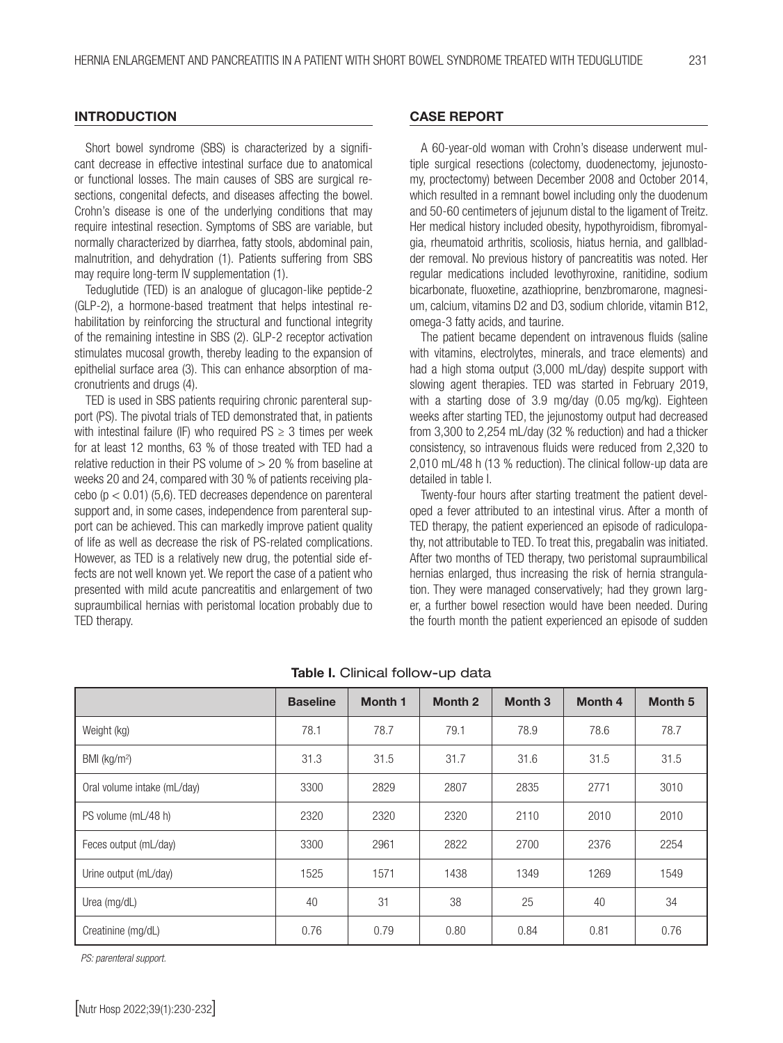## INTRODUCTION

Short bowel syndrome (SBS) is characterized by a significant decrease in effective intestinal surface due to anatomical or functional losses. The main causes of SBS are surgical resections, congenital defects, and diseases affecting the bowel. Crohn's disease is one of the underlying conditions that may require intestinal resection. Symptoms of SBS are variable, but normally characterized by diarrhea, fatty stools, abdominal pain, malnutrition, and dehydration (1). Patients suffering from SBS may require long-term IV supplementation (1).

Teduglutide (TED) is an analogue of glucagon-like peptide-2 (GLP-2), a hormone-based treatment that helps intestinal rehabilitation by reinforcing the structural and functional integrity of the remaining intestine in SBS (2). GLP-2 receptor activation stimulates mucosal growth, thereby leading to the expansion of epithelial surface area (3). This can enhance absorption of macronutrients and drugs (4).

TED is used in SBS patients requiring chronic parenteral support (PS). The pivotal trials of TED demonstrated that, in patients with intestinal failure (IF) who required PS $\geq$ 3 times per week for at least 12 months, 63 % of those treated with TED had a relative reduction in their PS volume of > 20 % from baseline at weeks 20 and 24, compared with 30 % of patients receiving placebo ($p < 0.01$) (5,6). TED decreases dependence on parenteral support and, in some cases, independence from parenteral support can be achieved. This can markedly improve patient quality of life as well as decrease the risk of PS-related complications. However, as TED is a relatively new drug, the potential side effects are not well known yet. We report the case of a patient who presented with mild acute pancreatitis and enlargement of two supraumbilical hernias with peristomal location probably due to TED therapy.

## CASE REPORT

A 60-year-old woman with Crohn's disease underwent multiple surgical resections (colectomy, duodenectomy, jejunostomy, proctectomy) between December 2008 and October 2014, which resulted in a remnant bowel including only the duodenum and 50-60 centimeters of jejunum distal to the ligament of Treitz. Her medical history included obesity, hypothyroidism, fibromyalgia, rheumatoid arthritis, scoliosis, hiatus hernia, and gallbladder removal. No previous history of pancreatitis was noted. Her regular medications included levothyroxine, ranitidine, sodium bicarbonate, fluoxetine, azathioprine, benzbromarone, magnesium, calcium, vitamins D2 and D3, sodium chloride, vitamin B12, omega-3 fatty acids, and taurine.

The patient became dependent on intravenous fluids (saline with vitamins, electrolytes, minerals, and trace elements) and had a high stoma output (3,000 mL/day) despite support with slowing agent therapies. TED was started in February 2019, with a starting dose of 3.9 mg/day (0.05 mg/kg). Eighteen weeks after starting TED, the jejunostomy output had decreased from 3,300 to 2,254 mL/day (32 % reduction) and had a thicker consistency, so intravenous fluids were reduced from 2,320 to 2,010 mL/48 h (13 % reduction). The clinical follow-up data are detailed in table I.

Twenty-four hours after starting treatment the patient developed a fever attributed to an intestinal virus. After a month of TED therapy, the patient experienced an episode of radiculopathy, not attributable to TED. To treat this, pregabalin was initiated. After two months of TED therapy, two peristomal supraumbilical hernias enlarged, thus increasing the risk of hernia strangulation. They were managed conservatively; had they grown larger, a further bowel resection would have been needed. During the fourth month the patient experienced an episode of sudden

**Table I.** Clinical follow-up data

| | Baseline | Month 1 | Month 2 | Month 3 | Month 4 | Month 5 |
|---|---|---|---|---|---|---|
| Weight (kg) | 78.1 | 78.7 | 79.1 | 78.9 | 78.6 | 78.7 |
| BMI (kg/m$^2$) | 31.3 | 31.5 | 31.7 | 31.6 | 31.5 | 31.5 |
| Oral volume intake (mL/day) | 3300 | 2829 | 2807 | 2835 | 2771 | 3010 |
| PS volume (mL/48 h) | 2320 | 2320 | 2320 | 2110 | 2010 | 2010 |
| Feces output (mL/day) | 3300 | 2961 | 2822 | 2700 | 2376 | 2254 |
| Urine output (mL/day) | 1525 | 1571 | 1438 | 1349 | 1269 | 1549 |
| Urea (mg/dL) | 40 | 31 | 38 | 25 | 40 | 34 |
| Creatinine (mg/dL) | 0.76 | 0.79 | 0.80 | 0.84 | 0.81 | 0.76 |

*PS: parenteral support.*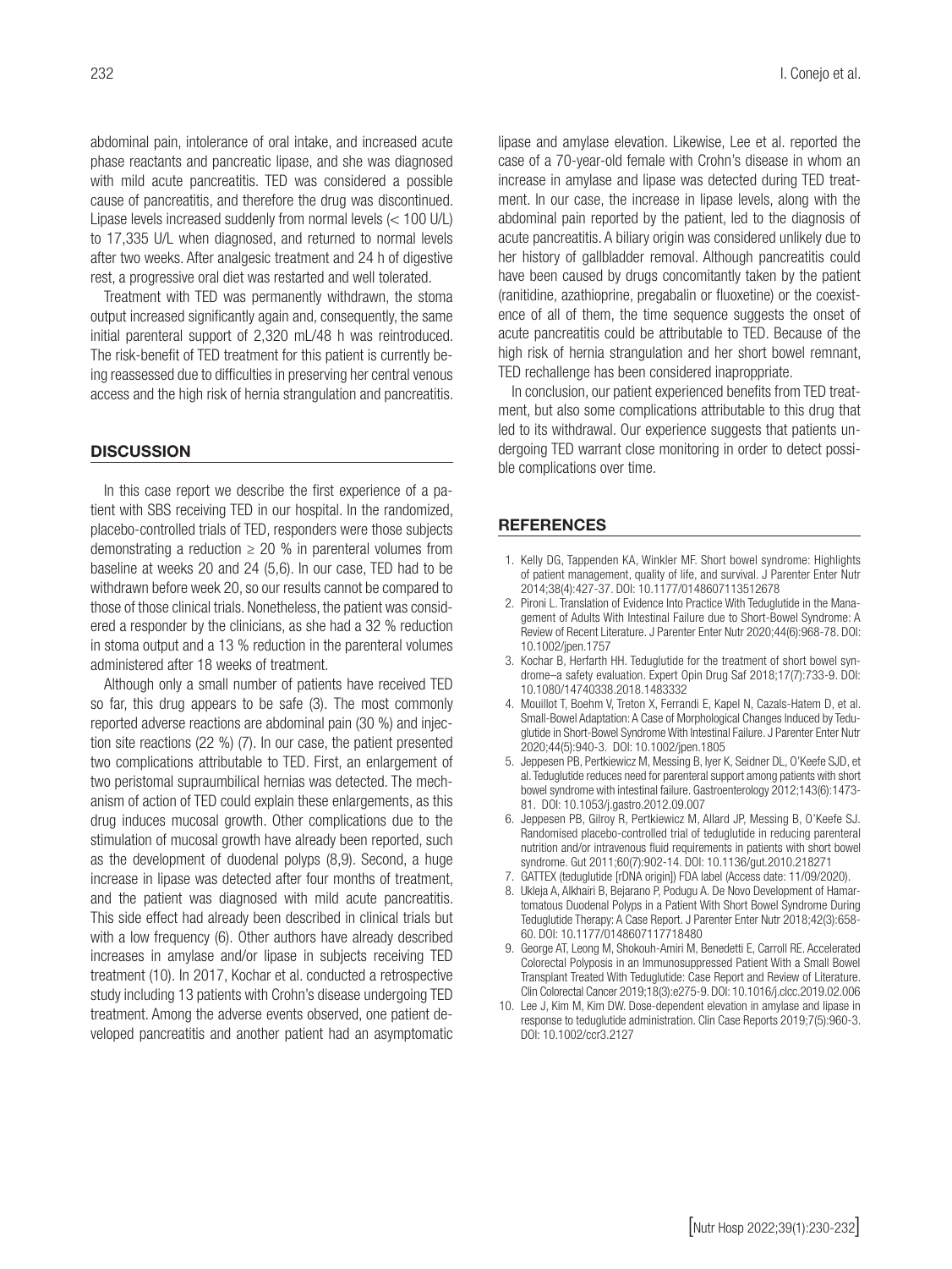abdominal pain, intolerance of oral intake, and increased acute phase reactants and pancreatic lipase, and she was diagnosed with mild acute pancreatitis. TED was considered a possible cause of pancreatitis, and therefore the drug was discontinued. Lipase levels increased suddenly from normal levels (< 100 U/L) to 17,335 U/L when diagnosed, and returned to normal levels after two weeks. After analgesic treatment and 24 h of digestive rest, a progressive oral diet was restarted and well tolerated.

Treatment with TED was permanently withdrawn, the stoma output increased significantly again and, consequently, the same initial parenteral support of 2,320 mL/48 h was reintroduced. The risk-benefit of TED treatment for this patient is currently being reassessed due to difficulties in preserving her central venous access and the high risk of hernia strangulation and pancreatitis.

## DISCUSSION

In this case report we describe the first experience of a patient with SBS receiving TED in our hospital. In the randomized, placebo-controlled trials of TED, responders were those subjects demonstrating a reduction ≥ 20 % in parenteral volumes from baseline at weeks 20 and 24 (5,6). In our case, TED had to be withdrawn before week 20, so our results cannot be compared to those of those clinical trials. Nonetheless, the patient was considered a responder by the clinicians, as she had a 32 % reduction in stoma output and a 13 % reduction in the parenteral volumes administered after 18 weeks of treatment.

Although only a small number of patients have received TED so far, this drug appears to be safe (3). The most commonly reported adverse reactions are abdominal pain (30 %) and injection site reactions (22 %) (7). In our case, the patient presented two complications attributable to TED. First, an enlargement of two peristomal supraumbilical hernias was detected. The mechanism of action of TED could explain these enlargements, as this drug induces mucosal growth. Other complications due to the stimulation of mucosal growth have already been reported, such as the development of duodenal polyps (8,9). Second, a huge increase in lipase was detected after four months of treatment, and the patient was diagnosed with mild acute pancreatitis. This side effect had already been described in clinical trials but with a low frequency (6). Other authors have already described increases in amylase and/or lipase in subjects receiving TED treatment (10). In 2017, Kochar et al. conducted a retrospective study including 13 patients with Crohn's disease undergoing TED treatment. Among the adverse events observed, one patient developed pancreatitis and another patient had an asymptomatic lipase and amylase elevation. Likewise, Lee et al. reported the case of a 70-year-old female with Crohn's disease in whom an increase in amylase and lipase was detected during TED treatment. In our case, the increase in lipase levels, along with the abdominal pain reported by the patient, led to the diagnosis of acute pancreatitis. A biliary origin was considered unlikely due to her history of gallbladder removal. Although pancreatitis could have been caused by drugs concomitantly taken by the patient (ranitidine, azathioprine, pregabalin or fluoxetine) or the coexistence of all of them, the time sequence suggests the onset of acute pancreatitis could be attributable to TED. Because of the high risk of hernia strangulation and her short bowel remnant, TED rechallenge has been considered inappropriate.

In conclusion, our patient experienced benefits from TED treatment, but also some complications attributable to this drug that led to its withdrawal. Our experience suggests that patients undergoing TED warrant close monitoring in order to detect possible complications over time.

## REFERENCES

1. Kelly DG, Tappenden KA, Winkler MF. Short bowel syndrome: Highlights of patient management, quality of life, and survival. J Parenter Enter Nutr 2014;38(4):427-37. DOI: 10.1177/0148607113512678
2. Pironi L. Translation of Evidence Into Practice With Teduglutide in the Management of Adults With Intestinal Failure due to Short-Bowel Syndrome: A Review of Recent Literature. J Parenter Enter Nutr 2020;44(6):968-78. DOI: 10.1002/jpen.1757
3. Kochar B, Herfarth HH. Teduglutide for the treatment of short bowel syndrome–a safety evaluation. Expert Opin Drug Saf 2018;17(7):733-9. DOI: 10.1080/14740338.2018.1483332
4. Mouillot T, Boehm V, Treton X, Ferrandi E, Kapel N, Cazals-Hatem D, et al. Small-Bowel Adaptation: A Case of Morphological Changes Induced by Teduglutide in Short-Bowel Syndrome With Intestinal Failure. J Parenter Enter Nutr 2020;44(5):940-3. DOI: 10.1002/jpen.1805
5. Jeppesen PB, Pertkiewicz M, Messing B, Iyer K, Seidner DL, O'Keefe SJD, et al. Teduglutide reduces need for parenteral support among patients with short bowel syndrome with intestinal failure. Gastroenterology 2012;143(6):1473-81. DOI: 10.1053/j.gastro.2012.09.007
6. Jeppesen PB, Gilroy R, Pertkiewicz M, Allard JP, Messing B, O'Keefe SJ. Randomised placebo-controlled trial of teduglutide in reducing parenteral nutrition and/or intravenous fluid requirements in patients with short bowel syndrome. Gut 2011;60(7):902-14. DOI: 10.1136/gut.2010.218271
7. GATTEX (teduglutide [rDNA origin]) FDA label (Access date: 11/09/2020).
8. Ukleja A, Alkhairi B, Bejarano P, Podugu A. De Novo Development of Hamartomatous Duodenal Polyps in a Patient With Short Bowel Syndrome During Teduglutide Therapy: A Case Report. J Parenter Enter Nutr 2018;42(3):658-60. DOI: 10.1177/0148607117718480
9. George AT, Leong M, Shokouh-Amiri M, Benedetti E, Carroll RE. Accelerated Colorectal Polyposis in an Immunosuppressed Patient With a Small Bowel Transplant Treated With Teduglutide: Case Report and Review of Literature. Clin Colorectal Cancer 2019;18(3):e275-9. DOI: 10.1016/j.clcc.2019.02.006
10. Lee J, Kim M, Kim DW. Dose-dependent elevation in amylase and lipase in response to teduglutide administration. Clin Case Reports 2019;7(5):960-3. DOI: 10.1002/ccr3.2127